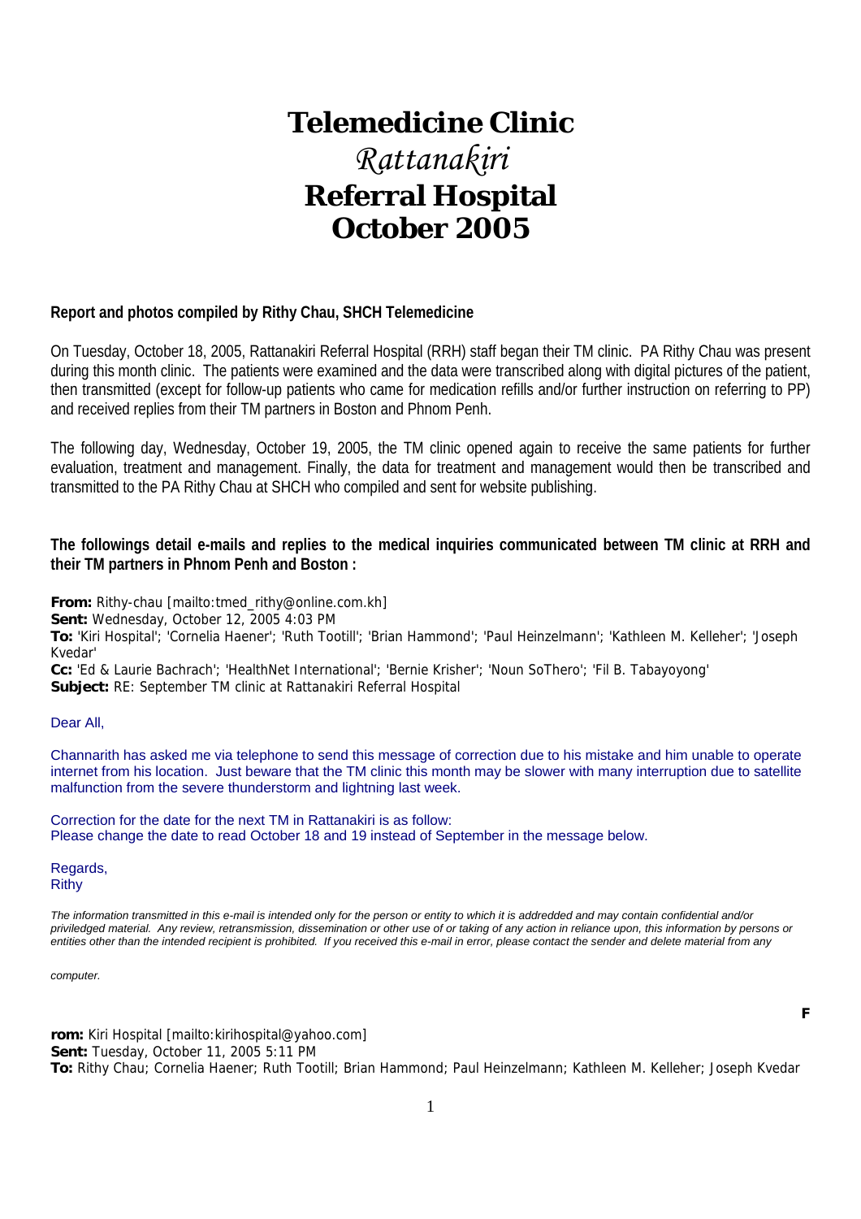# Telemedicine Clinic

## *Rattanakiri*

## Referral Hospital

## October 2005

**Report and photos compiled by Rithy Chau, SHCH Telemedicine**

On Tuesday, October 18, 2005, Rattanakiri Referral Hospital (RRH) staff began their TM clinic. PA Rithy Chau was present during this month clinic. The patients were examined and the data were transcribed along with digital pictures of the patient, then transmitted (except for follow-up patients who came for medication refills and/or further instruction on referring to PP) and received replies from their TM partners in Boston and Phnom Penh.

The following day, Wednesday, October 19, 2005, the TM clinic opened again to receive the same patients for further evaluation, treatment and management. Finally, the data for treatment and management would then be transcribed and transmitted to the PA Rithy Chau at SHCH who compiled and sent for website publishing.

**The followings detail e-mails and replies to the medical inquiries communicated between TM clinic at RRH and their TM partners in Phnom Penh and Boston :**

**From:** Rithy-chau [mailto:tmed_rithy@online.com.kh]
**Sent:** Wednesday, October 12, 2005 4:03 PM
**To:** 'Kiri Hospital'; 'Cornelia Haener'; 'Ruth Tootill'; 'Brian Hammond'; 'Paul Heinzelmann'; 'Kathleen M. Kelleher'; 'Joseph Kvedar'
**Cc:** 'Ed & Laurie Bachrach'; 'HealthNet International'; 'Bernie Krisher'; 'Noun SoThero'; 'Fil B. Tabayoyong'
**Subject:** RE: September TM clinic at Rattanakiri Referral Hospital

Dear All,

Channarith has asked me via telephone to send this message of correction due to his mistake and him unable to operate internet from his location. Just beware that the TM clinic this month may be slower with many interruption due to satellite malfunction from the severe thunderstorm and lightning last week.

Correction for the date for the next TM in Rattanakiri is as follow:
Please change the date to read October 18 and 19 instead of September in the message below.

Regards,
Rithy

*The information transmitted in this e-mail is intended only for the person or entity to which it is addredded and may contain confidential and/or priviledged material. Any review, retransmission, dissemination or other use of or taking of any action in reliance upon, this information by persons or entities other than the intended recipient is prohibited. If you received this e-mail in error, please contact the sender and delete material from any computer.*

**From:** Kiri Hospital [mailto:kirihospital@yahoo.com]
**Sent:** Tuesday, October 11, 2005 5:11 PM
**To:** Rithy Chau; Cornelia Haener; Ruth Tootill; Brian Hammond; Paul Heinzelmann; Kathleen M. Kelleher; Joseph Kvedar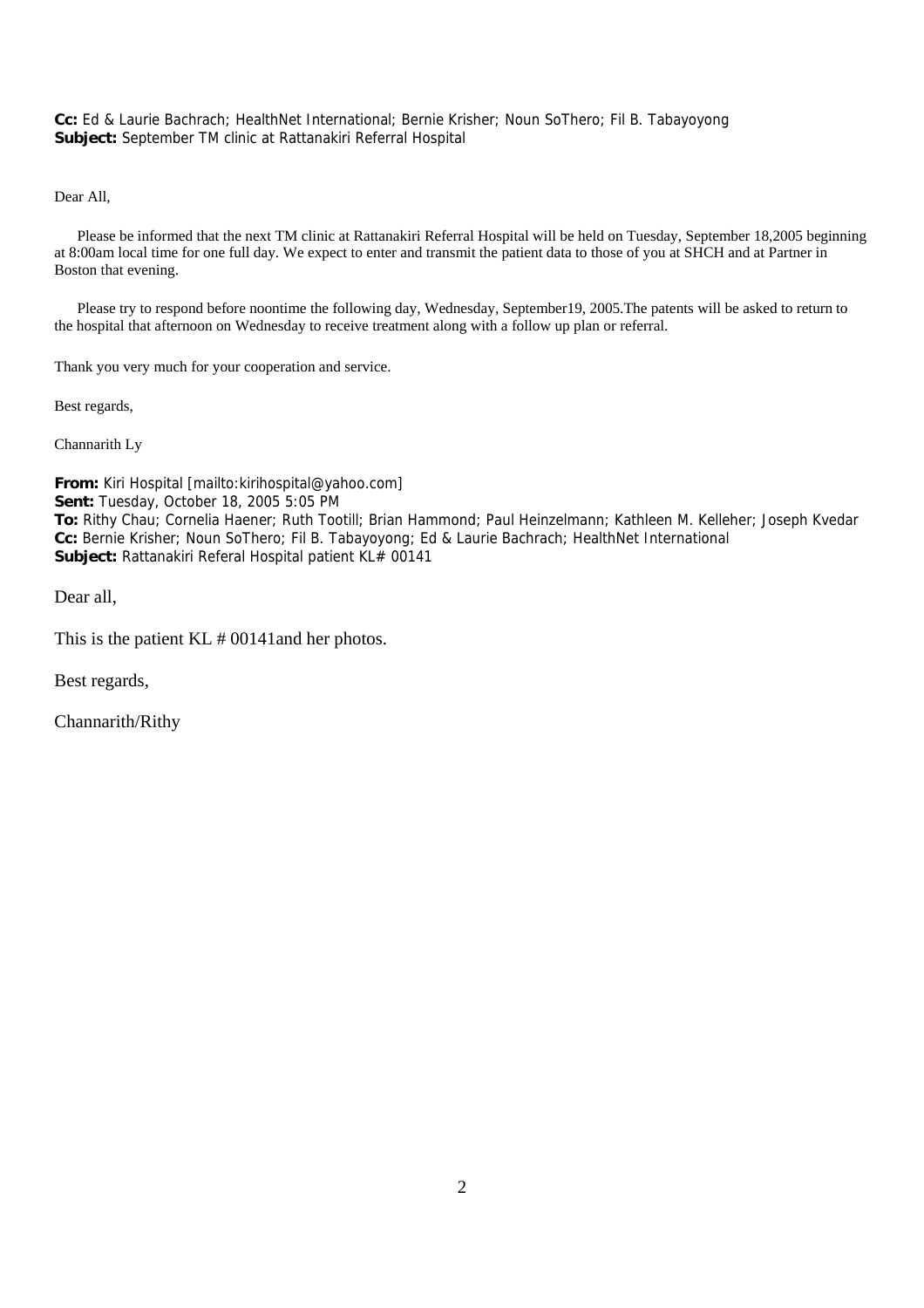**Cc:** Ed & Laurie Bachrach; HealthNet International; Bernie Krisher; Noun SoThero; Fil B. Tabayoyong
**Subject:** September TM clinic at Rattanakiri Referral Hospital

Dear All,

Please be informed that the next TM clinic at Rattanakiri Referral Hospital will be held on Tuesday, September 18,2005 beginning at 8:00am local time for one full day. We expect to enter and transmit the patient data to those of you at SHCH and at Partner in Boston that evening.

Please try to respond before noontime the following day, Wednesday, September19, 2005.The patents will be asked to return to the hospital that afternoon on Wednesday to receive treatment along with a follow up plan or referral.

Thank you very much for your cooperation and service.

Best regards,

Channarith Ly

**From:** Kiri Hospital [mailto:kirihospital@yahoo.com]
**Sent:** Tuesday, October 18, 2005 5:05 PM
**To:** Rithy Chau; Cornelia Haener; Ruth Tootill; Brian Hammond; Paul Heinzelmann; Kathleen M. Kelleher; Joseph Kvedar
**Cc:** Bernie Krisher; Noun SoThero; Fil B. Tabayoyong; Ed & Laurie Bachrach; HealthNet International
**Subject:** Rattanakiri Referal Hospital patient KL# 00141

Dear all,

This is the patient KL # 00141and her photos.

Best regards,

Channarith/Rithy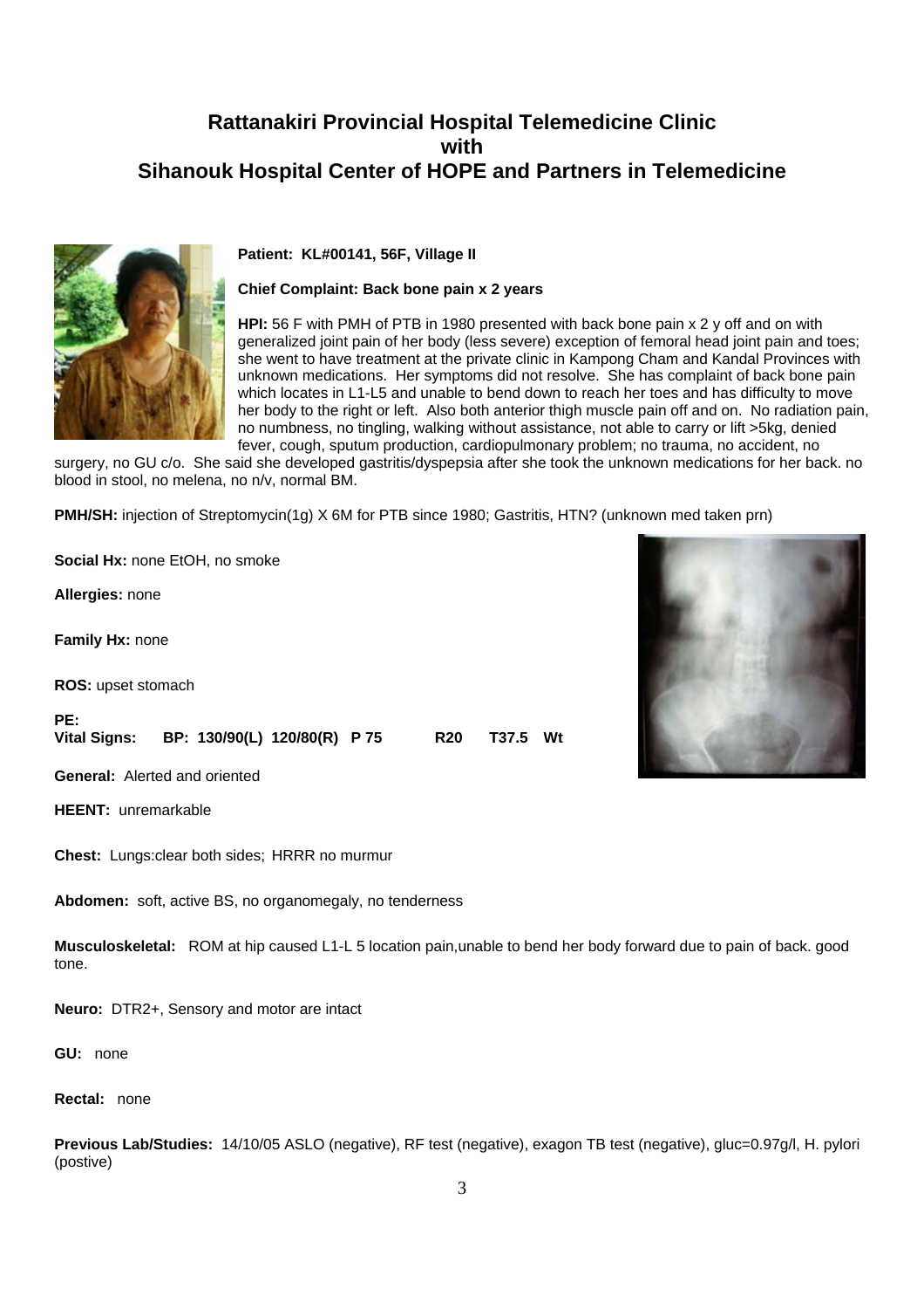# Rattanakiri Provincial Hospital Telemedicine Clinic
# with
# Sihanouk Hospital Center of HOPE and Partners in Telemedicine

**Patient: KL#00141, 56F, Village II**

**Chief Complaint: Back bone pain x 2 years**

**HPI:** 56 F with PMH of PTB in 1980 presented with back bone pain x 2 y off and on with generalized joint pain of her body (less severe) exception of femoral head joint pain and toes; she went to have treatment at the private clinic in Kampong Cham and Kandal Provinces with unknown medications. Her symptoms did not resolve. She has complaint of back bone pain which locates in L1-L5 and unable to bend down to reach her toes and has difficulty to move her body to the right or left. Also both anterior thigh muscle pain off and on. No radiation pain, no numbness, no tingling, walking without assistance, not able to carry or lift >5kg, denied fever, cough, sputum production, cardiopulmonary problem; no trauma, no accident, no surgery, no GU c/o. She said she developed gastritis/dyspepsia after she took the unknown medications for her back. no blood in stool, no melena, no n/v, normal BM.

**PMH/SH:** injection of Streptomycin(1g) X 6M for PTB since 1980; Gastritis, HTN? (unknown med taken prn)

**Social Hx:** none EtOH, no smoke

**Allergies:** none

**Family Hx:** none

**ROS:** upset stomach

**PE:**
**Vital Signs: BP: 130/90(L) 120/80(R) P 75 R20 T37.5 Wt**

**General:** Alerted and oriented

**HEENT:** unremarkable

**Chest:** Lungs:clear both sides; HRRR no murmur

**Abdomen:** soft, active BS, no organomegaly, no tenderness

**Musculoskeletal:** ROM at hip caused L1-L 5 location pain,unable to bend her body forward due to pain of back. good tone.

**Neuro:** DTR2+, Sensory and motor are intact

**GU:** none

**Rectal:** none

**Previous Lab/Studies:** 14/10/05 ASLO (negative), RF test (negative), exagon TB test (negative), gluc=0.97g/l, H. pylori (postive)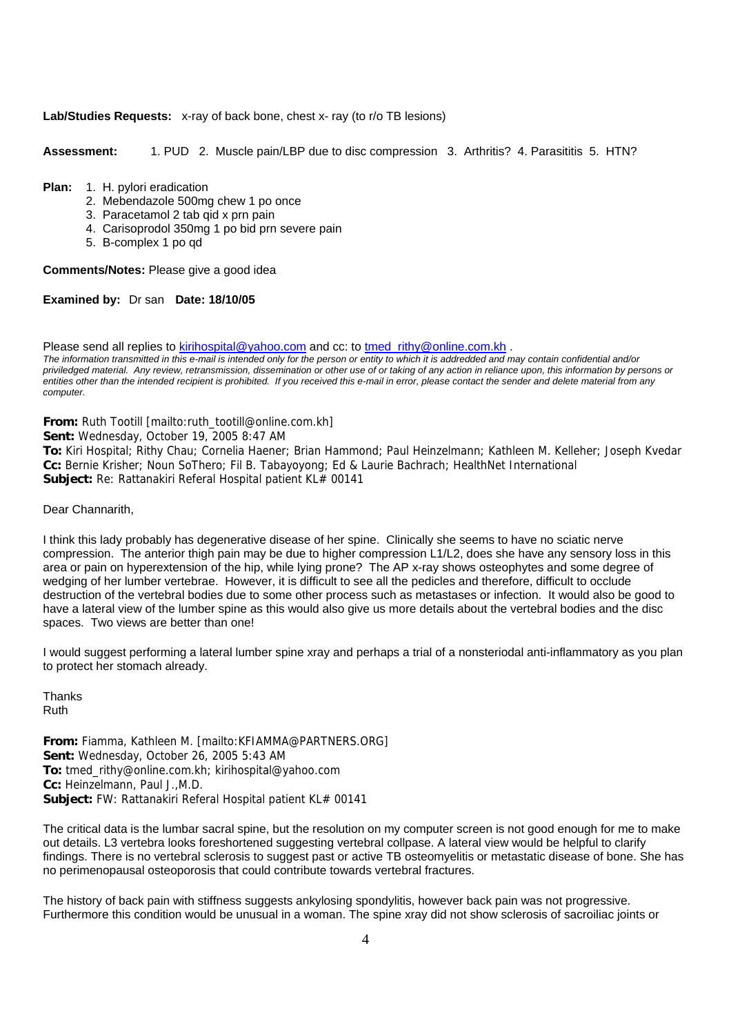**Lab/Studies Requests:** x-ray of back bone, chest x- ray (to r/o TB lesions)

**Assessment:** 1. PUD 2. Muscle pain/LBP due to disc compression 3. Arthritis? 4. Parasititis 5. HTN?

**Plan:**
1. H. pylori eradication
2. Mebendazole 500mg chew 1 po once
3. Paracetamol 2 tab qid x prn pain
4. Carisoprodol 350mg 1 po bid prn severe pain
5. B-complex 1 po qd

**Comments/Notes:** Please give a good idea

**Examined by:** Dr san **Date: 18/10/05**

Please send all replies to kirihospital@yahoo.com and cc: to tmed_rithy@online.com.kh .

*The information transmitted in this e-mail is intended only for the person or entity to which it is addredded and may contain confidential and/or priviledged material. Any review, retransmission, dissemination or other use of or taking of any action in reliance upon, this information by persons or entities other than the intended recipient is prohibited. If you received this e-mail in error, please contact the sender and delete material from any computer.*

**From:** Ruth Tootill [mailto:ruth_tootill@online.com.kh]
**Sent:** Wednesday, October 19, 2005 8:47 AM
**To:** Kiri Hospital; Rithy Chau; Cornelia Haener; Brian Hammond; Paul Heinzelmann; Kathleen M. Kelleher; Joseph Kvedar
**Cc:** Bernie Krisher; Noun SoThero; Fil B. Tabayoyong; Ed & Laurie Bachrach; HealthNet International
**Subject:** Re: Rattanakiri Referal Hospital patient KL# 00141

Dear Channarith,

I think this lady probably has degenerative disease of her spine. Clinically she seems to have no sciatic nerve compression. The anterior thigh pain may be due to higher compression L1/L2, does she have any sensory loss in this area or pain on hyperextension of the hip, while lying prone? The AP x-ray shows osteophytes and some degree of wedging of her lumber vertebrae. However, it is difficult to see all the pedicles and therefore, difficult to occlude destruction of the vertebral bodies due to some other process such as metastases or infection. It would also be good to have a lateral view of the lumber spine as this would also give us more details about the vertebral bodies and the disc spaces. Two views are better than one!

I would suggest performing a lateral lumber spine xray and perhaps a trial of a nonsteriodal anti-inflammatory as you plan to protect her stomach already.

Thanks
Ruth

**From:** Fiamma, Kathleen M. [mailto:KFIAMMA@PARTNERS.ORG]
**Sent:** Wednesday, October 26, 2005 5:43 AM
**To:** tmed_rithy@online.com.kh; kirihospital@yahoo.com
**Cc:** Heinzelmann, Paul J.,M.D.
**Subject:** FW: Rattanakiri Referal Hospital patient KL# 00141

The critical data is the lumbar sacral spine, but the resolution on my computer screen is not good enough for me to make out details. L3 vertebra looks foreshortened suggesting vertebral collpase. A lateral view would be helpful to clarify findings. There is no vertebral sclerosis to suggest past or active TB osteomyelitis or metastatic disease of bone. She has no perimenopausal osteoporosis that could contribute towards vertebral fractures.

The history of back pain with stiffness suggests ankylosing spondylitis, however back pain was not progressive. Furthermore this condition would be unusual in a woman. The spine xray did not show sclerosis of sacroiliac joints or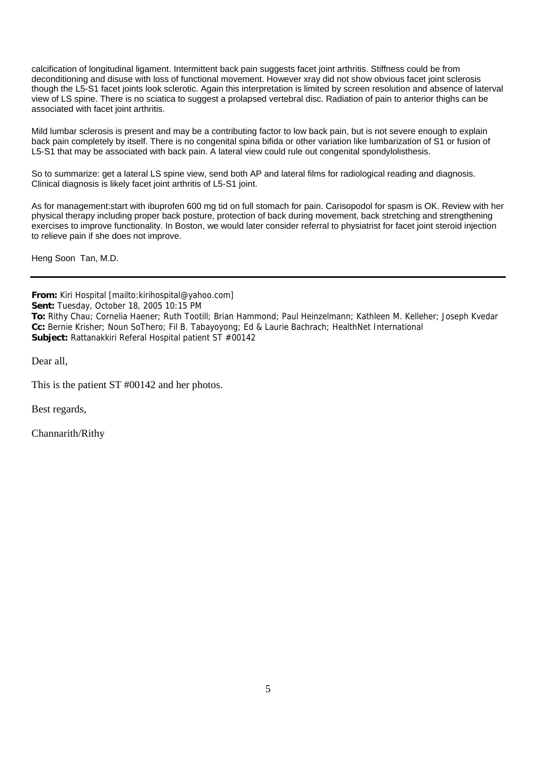calcification of longitudinal ligament. Intermittent back pain suggests facet joint arthritis. Stiffness could be from deconditioning and disuse with loss of functional movement. However xray did not show obvious facet joint sclerosis though the L5-S1 facet joints look sclerotic. Again this interpretation is limited by screen resolution and absence of laterval view of LS spine. There is no sciatica to suggest a prolapsed vertebral disc. Radiation of pain to anterior thighs can be associated with facet joint arthritis.

Mild lumbar sclerosis is present and may be a contributing factor to low back pain, but is not severe enough to explain back pain completely by itself. There is no congenital spina bifida or other variation like lumbarization of S1 or fusion of L5-S1 that may be associated with back pain. A lateral view could rule out congenital spondylolisthesis.

So to summarize: get a lateral LS spine view, send both AP and lateral films for radiological reading and diagnosis. Clinical diagnosis is likely facet joint arthritis of L5-S1 joint.

As for management:start with ibuprofen 600 mg tid on full stomach for pain. Carisopodol for spasm is OK. Review with her physical therapy including proper back posture, protection of back during movement, back stretching and strengthening exercises to improve functionality. In Boston, we would later consider referral to physiatrist for facet joint steroid injection to relieve pain if she does not improve.

Heng Soon Tan, M.D.

---

**From:** Kiri Hospital [mailto:kirihospital@yahoo.com]
**Sent:** Tuesday, October 18, 2005 10:15 PM
**To:** Rithy Chau; Cornelia Haener; Ruth Tootill; Brian Hammond; Paul Heinzelmann; Kathleen M. Kelleher; Joseph Kvedar
**Cc:** Bernie Krisher; Noun SoThero; Fil B. Tabayoyong; Ed & Laurie Bachrach; HealthNet International
**Subject:** Rattanakkiri Referal Hospital patient ST #00142

Dear all,

This is the patient ST #00142 and her photos.

Best regards,

Channarith/Rithy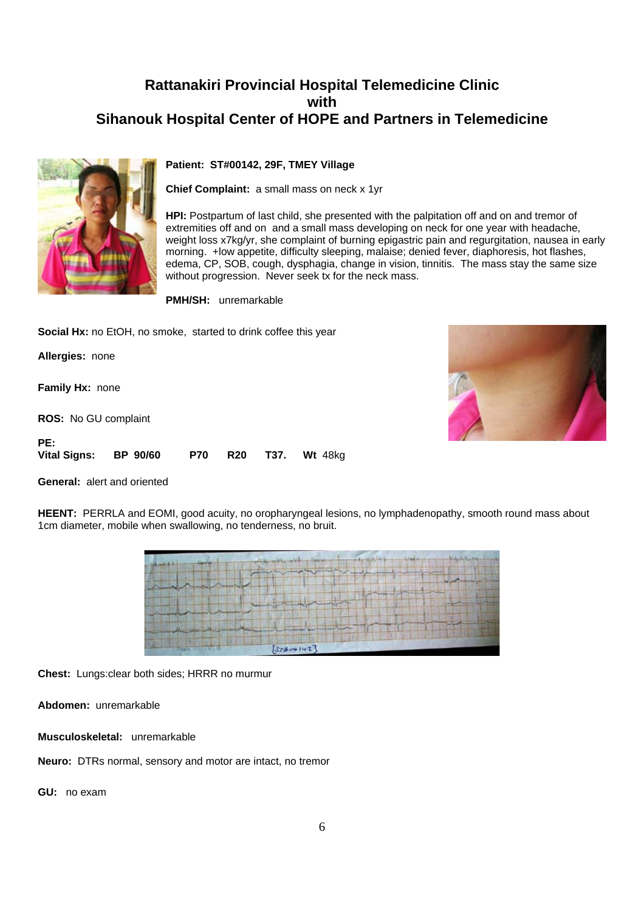## Rattanakiri Provincial Hospital Telemedicine Clinic
## with
## Sihanouk Hospital Center of HOPE and Partners in Telemedicine

**Patient: ST#00142, 29F, TMEY Village**

**Chief Complaint:** a small mass on neck x 1yr

**HPI:** Postpartum of last child, she presented with the palpitation off and on and tremor of extremities off and on and a small mass developing on neck for one year with headache, weight loss x7kg/yr, she complaint of burning epigastric pain and regurgitation, nausea in early morning. +low appetite, difficulty sleeping, malaise; denied fever, diaphoresis, hot flashes, edema, CP, SOB, cough, dysphagia, change in vision, tinnitis. The mass stay the same size without progression. Never seek tx for the neck mass.

**PMH/SH:** unremarkable

**Social Hx:** no EtOH, no smoke, started to drink coffee this year

**Allergies:** none

**Family Hx:** none

**ROS:** No GU complaint

**PE:**

**Vital Signs:** **BP** 90/60 **P**70 **R**20 **T**37. **Wt** 48kg

**General:** alert and oriented

**HEENT:** PERRLA and EOMI, good acuity, no oropharyngeal lesions, no lymphadenopathy, smooth round mass about 1cm diameter, mobile when swallowing, no tenderness, no bruit.

**Chest:** Lungs:clear both sides; HRRR no murmur

**Abdomen:** unremarkable

**Musculoskeletal:** unremarkable

**Neuro:** DTRs normal, sensory and motor are intact, no tremor

**GU:** no exam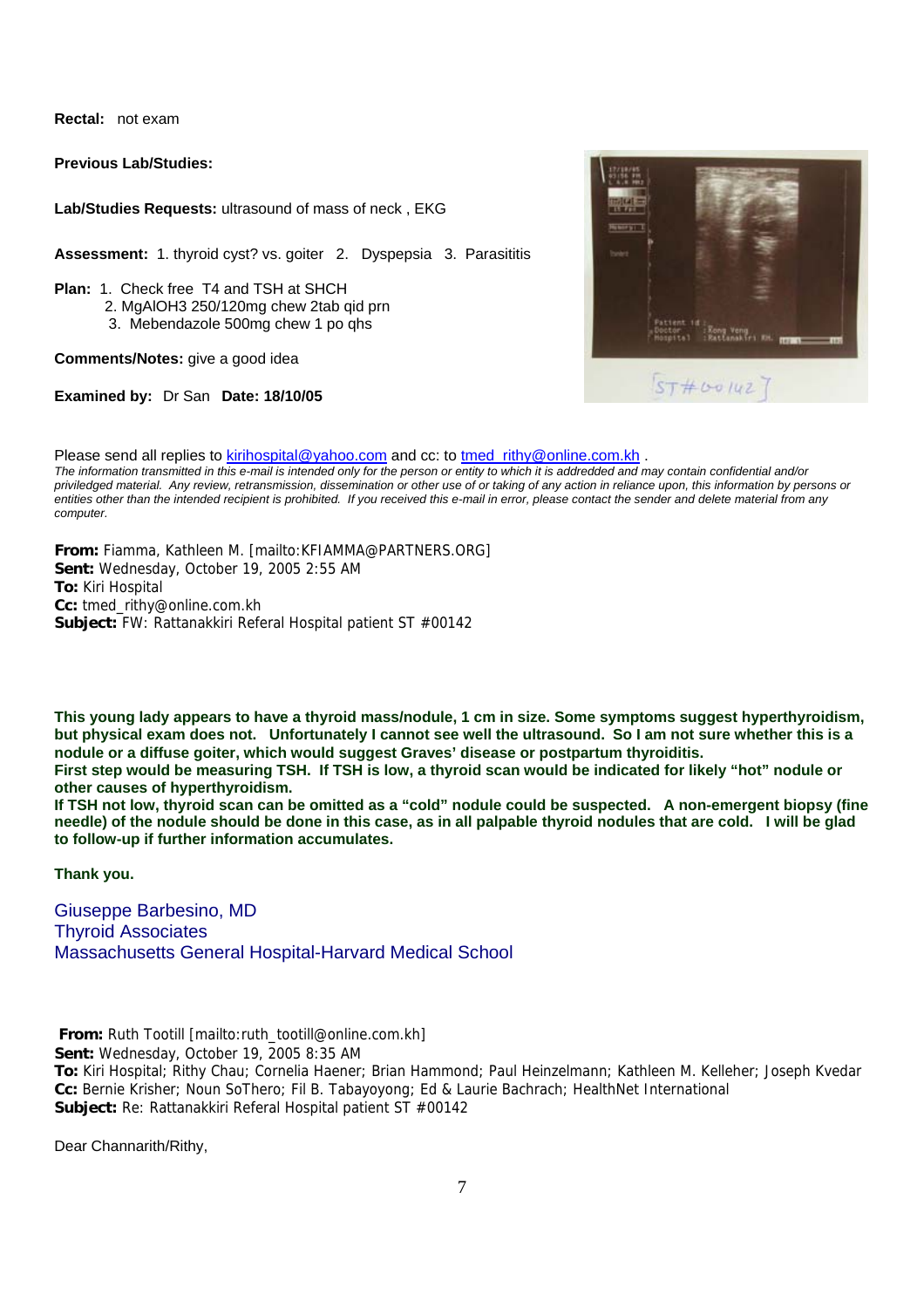**Rectal:** not exam

**Previous Lab/Studies:**

**Lab/Studies Requests:** ultrasound of mass of neck , EKG

**Assessment:** 1. thyroid cyst? vs. goiter 2. Dyspepsia 3. Parasititis

**Plan:** 1. Check free T4 and TSH at SHCH
2. MgAlOH3 250/120mg chew 2tab qid prn
3. Mebendazole 500mg chew 1 po qhs

**Comments/Notes:** give a good idea

**Examined by:** Dr San **Date: 18/10/05**

Please send all replies to kirihospital@yahoo.com and cc: to tmed_rithy@online.com.kh .

*The information transmitted in this e-mail is intended only for the person or entity to which it is addredded and may contain confidential and/or priviledged material. Any review, retransmission, dissemination or other use of or taking of any action in reliance upon, this information by persons or entities other than the intended recipient is prohibited. If you received this e-mail in error, please contact the sender and delete material from any computer.*

**From:** Fiamma, Kathleen M. [mailto:KFIAMMA@PARTNERS.ORG]
**Sent:** Wednesday, October 19, 2005 2:55 AM
**To:** Kiri Hospital
**Cc:** tmed_rithy@online.com.kh
**Subject:** FW: Rattanakkiri Referal Hospital patient ST #00142

**This young lady appears to have a thyroid mass/nodule, 1 cm in size. Some symptoms suggest hyperthyroidism, but physical exam does not. Unfortunately I cannot see well the ultrasound. So I am not sure whether this is a nodule or a diffuse goiter, which would suggest Graves' disease or postpartum thyroiditis.**
**First step would be measuring TSH. If TSH is low, a thyroid scan would be indicated for likely "hot" nodule or other causes of hyperthyroidism.**
**If TSH not low, thyroid scan can be omitted as a "cold" nodule could be suspected. A non-emergent biopsy (fine needle) of the nodule should be done in this case, as in all palpable thyroid nodules that are cold. I will be glad to follow-up if further information accumulates.**

**Thank you.**

Giuseppe Barbesino, MD
Thyroid Associates
Massachusetts General Hospital-Harvard Medical School

**From:** Ruth Tootill [mailto:ruth_tootill@online.com.kh]
**Sent:** Wednesday, October 19, 2005 8:35 AM
**To:** Kiri Hospital; Rithy Chau; Cornelia Haener; Brian Hammond; Paul Heinzelmann; Kathleen M. Kelleher; Joseph Kvedar
**Cc:** Bernie Krisher; Noun SoThero; Fil B. Tabayoyong; Ed & Laurie Bachrach; HealthNet International
**Subject:** Re: Rattanakkiri Referal Hospital patient ST #00142

Dear Channarith/Rithy,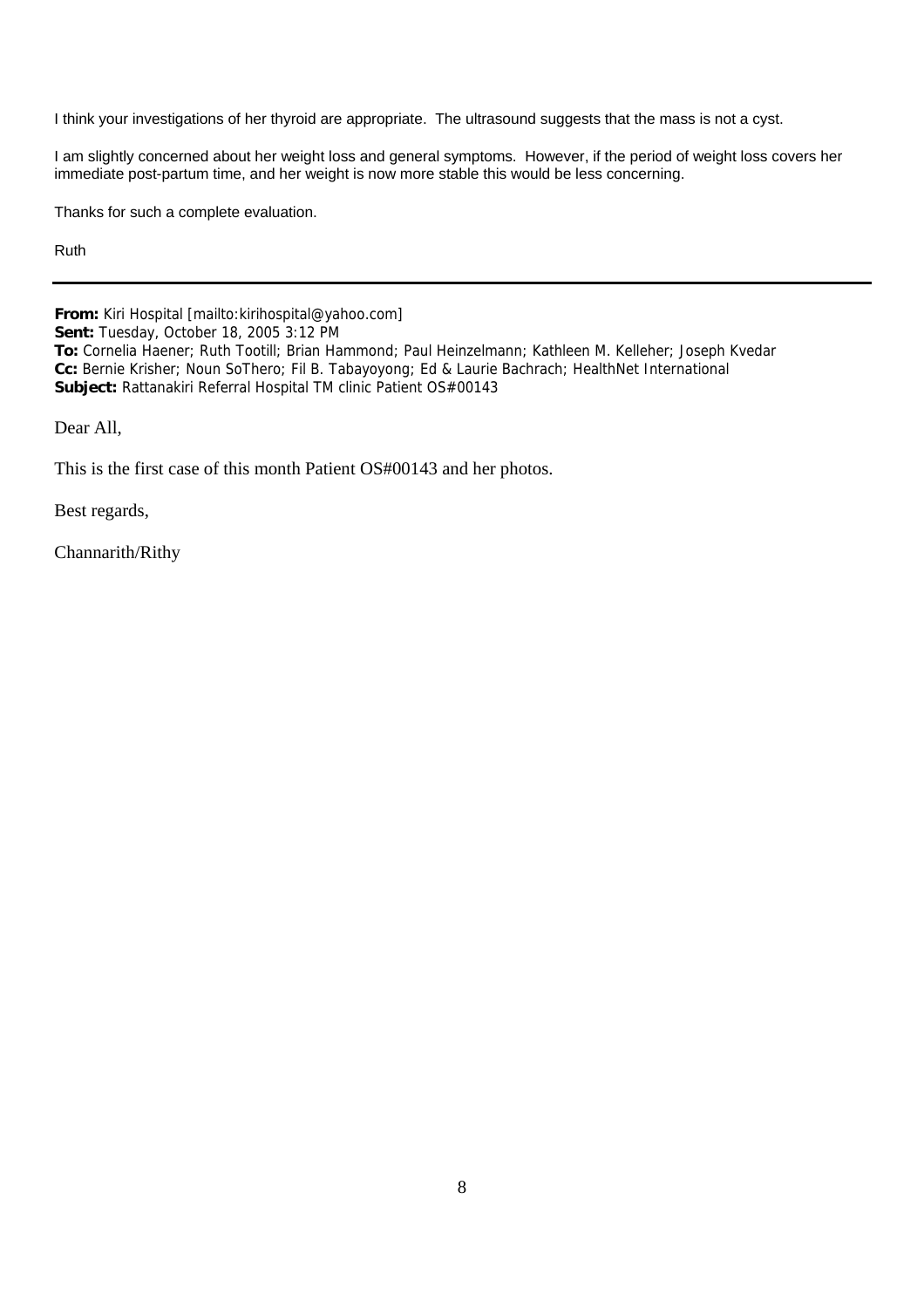I think your investigations of her thyroid are appropriate. The ultrasound suggests that the mass is not a cyst.

I am slightly concerned about her weight loss and general symptoms. However, if the period of weight loss covers her immediate post-partum time, and her weight is now more stable this would be less concerning.

Thanks for such a complete evaluation.

Ruth

---

**From:** Kiri Hospital [mailto:kirihospital@yahoo.com]
**Sent:** Tuesday, October 18, 2005 3:12 PM
**To:** Cornelia Haener; Ruth Tootill; Brian Hammond; Paul Heinzelmann; Kathleen M. Kelleher; Joseph Kvedar
**Cc:** Bernie Krisher; Noun SoThero; Fil B. Tabayoyong; Ed & Laurie Bachrach; HealthNet International
**Subject:** Rattanakiri Referral Hospital TM clinic Patient OS#00143

Dear All,

This is the first case of this month Patient OS#00143 and her photos.

Best regards,

Channarith/Rithy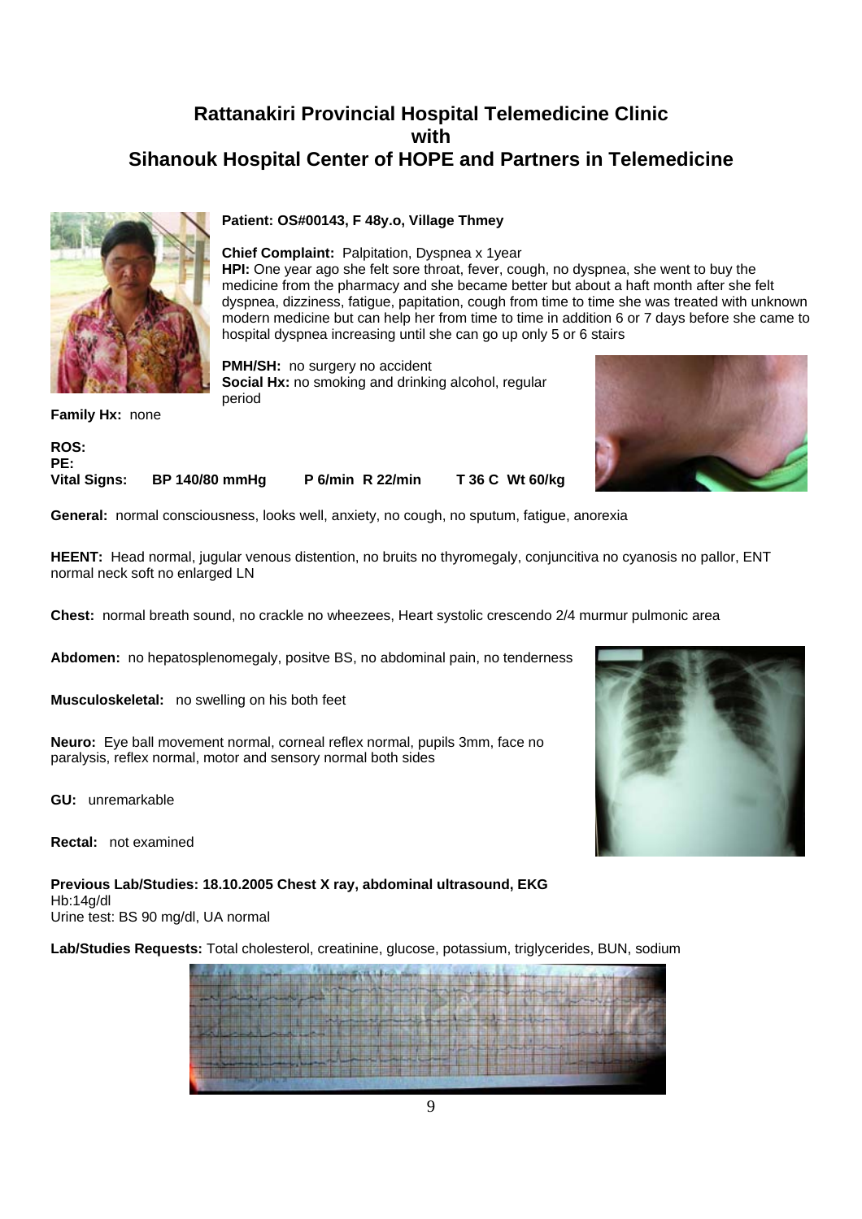# Rattanakiri Provincial Hospital Telemedicine Clinic with Sihanouk Hospital Center of HOPE and Partners in Telemedicine

**Patient: OS#00143, F 48y.o, Village Thmey**

**Chief Complaint:** Palpitation, Dyspnea x 1year

**HPI:** One year ago she felt sore throat, fever, cough, no dyspnea, she went to buy the medicine from the pharmacy and she became better but about a haft month after she felt dyspnea, dizziness, fatigue, papitation, cough from time to time she was treated with unknown modern medicine but can help her from time to time in addition 6 or 7 days before she came to hospital dyspnea increasing until she can go up only 5 or 6 stairs

**PMH/SH:** no surgery no accident

**Social Hx:** no smoking and drinking alcohol, regular period

**Family Hx:** none

**ROS:**

**PE:**

**Vital Signs:** **BP 140/80 mmHg** **P 6/min R 22/min** **T 36 C Wt 60/kg**

**General:** normal consciousness, looks well, anxiety, no cough, no sputum, fatigue, anorexia

**HEENT:** Head normal, jugular venous distention, no bruits no thyromegaly, conjuncitiva no cyanosis no pallor, ENT normal neck soft no enlarged LN

**Chest:** normal breath sound, no crackle no wheezees, Heart systolic crescendo 2/4 murmur pulmonic area

**Abdomen:** no hepatosplenomegaly, positve BS, no abdominal pain, no tenderness

**Musculoskeletal:** no swelling on his both feet

**Neuro:** Eye ball movement normal, corneal reflex normal, pupils 3mm, face no paralysis, reflex normal, motor and sensory normal both sides

**GU:** unremarkable

**Rectal:** not examined

**Previous Lab/Studies: 18.10.2005 Chest X ray, abdominal ultrasound, EKG**

Hb:14g/dl

Urine test: BS 90 mg/dl, UA normal

**Lab/Studies Requests:** Total cholesterol, creatinine, glucose, potassium, triglycerides, BUN, sodium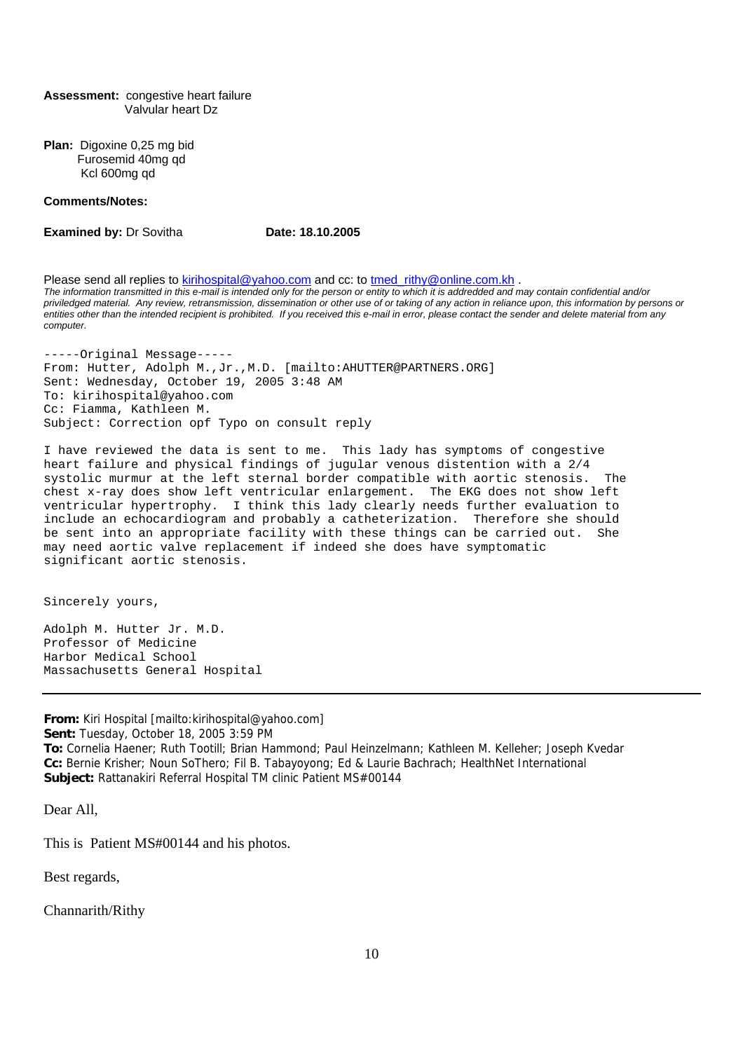**Assessment:** congestive heart failure
Valvular heart Dz

**Plan:** Digoxine 0,25 mg bid
Furosemid 40mg qd
Kcl 600mg qd

**Comments/Notes:**

**Examined by:** Dr Sovitha **Date: 18.10.2005**

Please send all replies to kirihospital@yahoo.com and cc: to tmed_rithy@online.com.kh .

*The information transmitted in this e-mail is intended only for the person or entity to which it is addredded and may contain confidential and/or priviledged material. Any review, retransmission, dissemination or other use of or taking of any action in reliance upon, this information by persons or entities other than the intended recipient is prohibited. If you received this e-mail in error, please contact the sender and delete material from any computer.*

-----Original Message-----
From: Hutter, Adolph M.,Jr.,M.D. [mailto:AHUTTER@PARTNERS.ORG]
Sent: Wednesday, October 19, 2005 3:48 AM
To: kirihospital@yahoo.com
Cc: Fiamma, Kathleen M.
Subject: Correction opf Typo on consult reply

I have reviewed the data is sent to me. This lady has symptoms of congestive heart failure and physical findings of jugular venous distention with a 2/4 systolic murmur at the left sternal border compatible with aortic stenosis. The chest x-ray does show left ventricular enlargement. The EKG does not show left ventricular hypertrophy. I think this lady clearly needs further evaluation to include an echocardiogram and probably a catheterization. Therefore she should be sent into an appropriate facility with these things can be carried out. She may need aortic valve replacement if indeed she does have symptomatic significant aortic stenosis.

Sincerely yours,

Adolph M. Hutter Jr. M.D.
Professor of Medicine
Harbor Medical School
Massachusetts General Hospital

---

**From:** Kiri Hospital [mailto:kirihospital@yahoo.com]
**Sent:** Tuesday, October 18, 2005 3:59 PM
**To:** Cornelia Haener; Ruth Tootill; Brian Hammond; Paul Heinzelmann; Kathleen M. Kelleher; Joseph Kvedar
**Cc:** Bernie Krisher; Noun SoThero; Fil B. Tabayoyong; Ed & Laurie Bachrach; HealthNet International
**Subject:** Rattanakiri Referral Hospital TM clinic Patient MS#00144

Dear All,

This is Patient MS#00144 and his photos.

Best regards,

Channarith/Rithy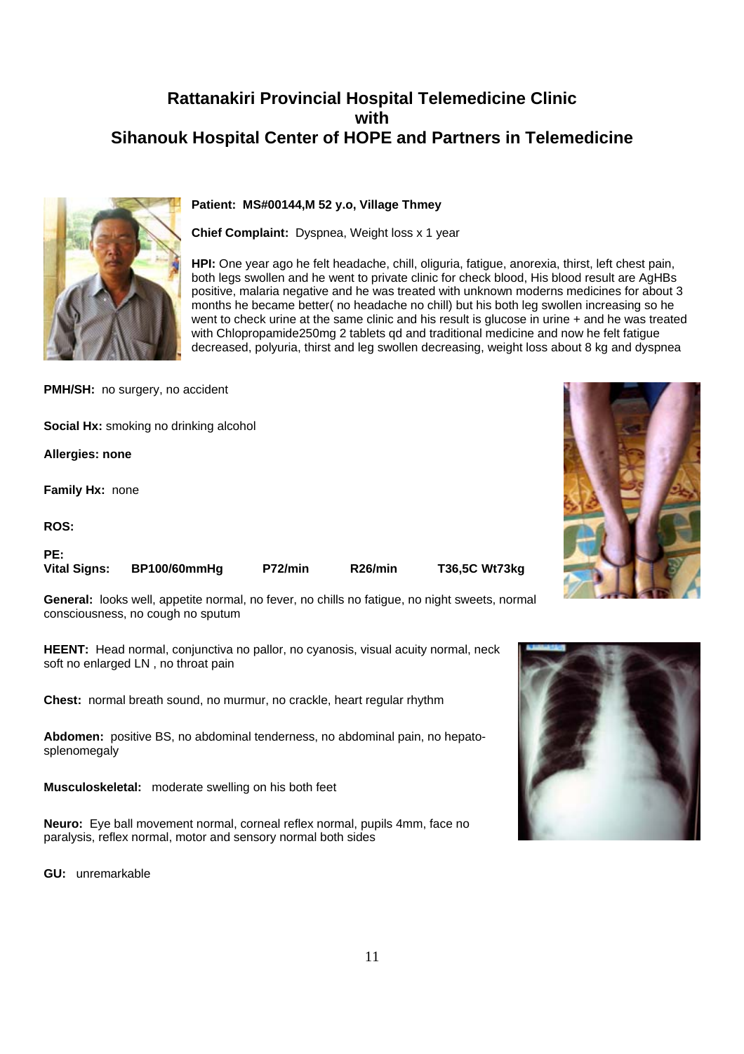# Rattanakiri Provincial Hospital Telemedicine Clinic with Sihanouk Hospital Center of HOPE and Partners in Telemedicine

**Patient: MS#00144,M 52 y.o, Village Thmey**

**Chief Complaint:** Dyspnea, Weight loss x 1 year

**HPI:** One year ago he felt headache, chill, oliguria, fatigue, anorexia, thirst, left chest pain, both legs swollen and he went to private clinic for check blood, His blood result are AgHBs positive, malaria negative and he was treated with unknown moderns medicines for about 3 months he became better( no headache no chill) but his both leg swollen increasing so he went to check urine at the same clinic and his result is glucose in urine + and he was treated with Chlopropamide250mg 2 tablets qd and traditional medicine and now he felt fatigue decreased, polyuria, thirst and leg swollen decreasing, weight loss about 8 kg and dyspnea

**PMH/SH:** no surgery, no accident

**Social Hx:** smoking no drinking alcohol

**Allergies: none**

**Family Hx:** none

**ROS:**

**PE:**

**Vital Signs: BP100/60mmHg P72/min R26/min T36,5C Wt73kg**

**General:** looks well, appetite normal, no fever, no chills no fatigue, no night sweets, normal consciousness, no cough no sputum

**HEENT:** Head normal, conjunctiva no pallor, no cyanosis, visual acuity normal, neck soft no enlarged LN , no throat pain

**Chest:** normal breath sound, no murmur, no crackle, heart regular rhythm

**Abdomen:** positive BS, no abdominal tenderness, no abdominal pain, no hepato-splenomegaly

**Musculoskeletal:** moderate swelling on his both feet

**Neuro:** Eye ball movement normal, corneal reflex normal, pupils 4mm, face no paralysis, reflex normal, motor and sensory normal both sides

**GU:** unremarkable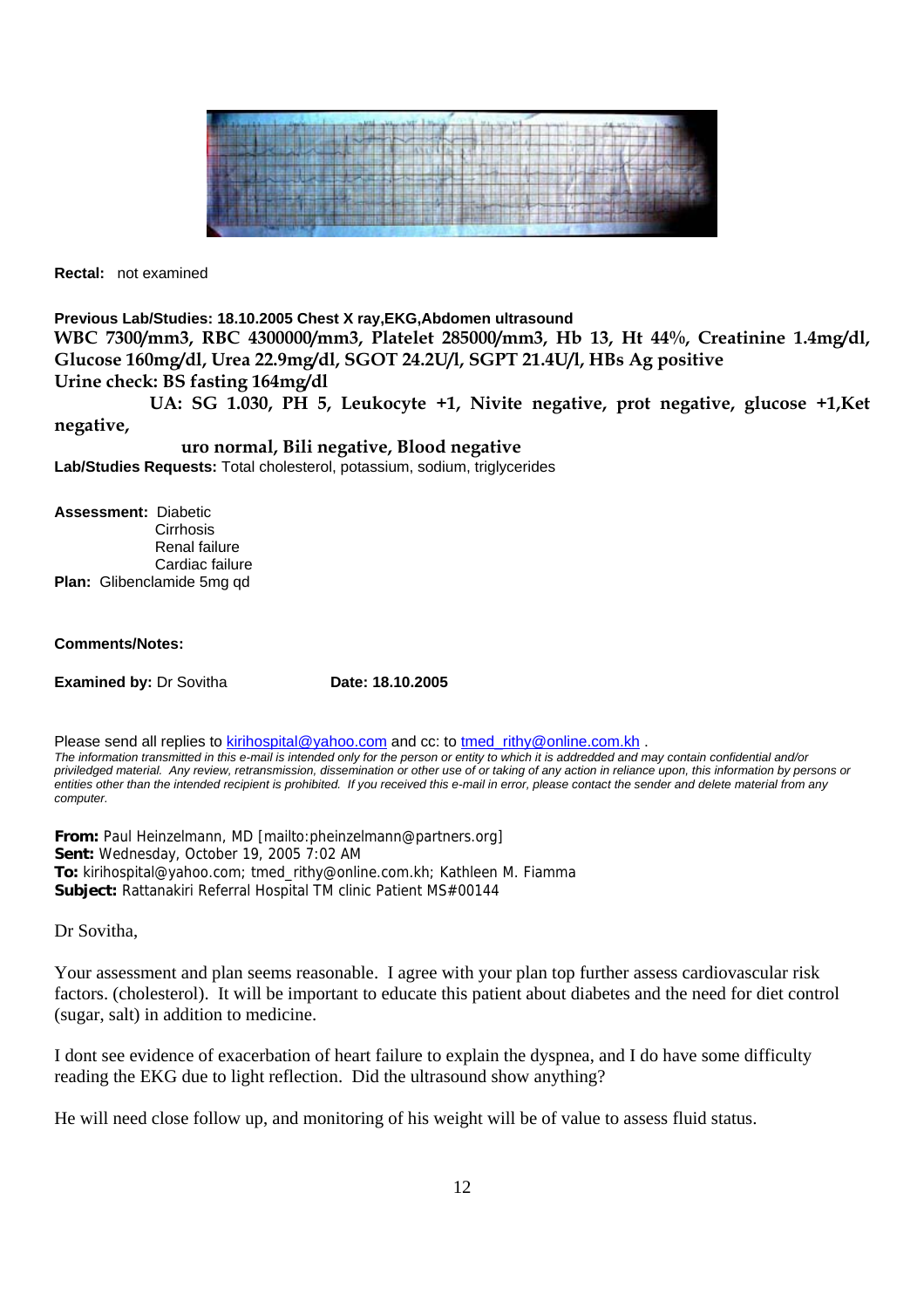**Rectal:** not examined

**Previous Lab/Studies: 18.10.2005 Chest X ray,EKG,Abdomen ultrasound**

**WBC 7300/mm3, RBC 4300000/mm3, Platelet 285000/mm3, Hb 13, Ht 44%, Creatinine 1.4mg/dl, Glucose 160mg/dl, Urea 22.9mg/dl, SGOT 24.2U/l, SGPT 21.4U/l, HBs Ag positive**

**Urine check: BS fasting 164mg/dl**

**UA: SG 1.030, PH 5, Leukocyte +1, Nivite negative, prot negative, glucose +1,Ket negative,**

**uro normal, Bili negative, Blood negative**

**Lab/Studies Requests:** Total cholesterol, potassium, sodium, triglycerides

**Assessment:** Diabetic
Cirrhosis
Renal failure
Cardiac failure

**Plan:** Glibenclamide 5mg qd

**Comments/Notes:**

**Examined by:** Dr Sovitha **Date: 18.10.2005**

Please send all replies to kirihospital@yahoo.com and cc: to tmed_rithy@online.com.kh .

*The information transmitted in this e-mail is intended only for the person or entity to which it is addredded and may contain confidential and/or priviledged material. Any review, retransmission, dissemination or other use of or taking of any action in reliance upon, this information by persons or entities other than the intended recipient is prohibited. If you received this e-mail in error, please contact the sender and delete material from any computer.*

**From:** Paul Heinzelmann, MD [mailto:pheinzelmann@partners.org]
**Sent:** Wednesday, October 19, 2005 7:02 AM
**To:** kirihospital@yahoo.com; tmed_rithy@online.com.kh; Kathleen M. Fiamma
**Subject:** Rattanakiri Referral Hospital TM clinic Patient MS#00144

Dr Sovitha,

Your assessment and plan seems reasonable. I agree with your plan top further assess cardiovascular risk factors. (cholesterol). It will be important to educate this patient about diabetes and the need for diet control (sugar, salt) in addition to medicine.

I dont see evidence of exacerbation of heart failure to explain the dyspnea, and I do have some difficulty reading the EKG due to light reflection. Did the ultrasound show anything?

He will need close follow up, and monitoring of his weight will be of value to assess fluid status.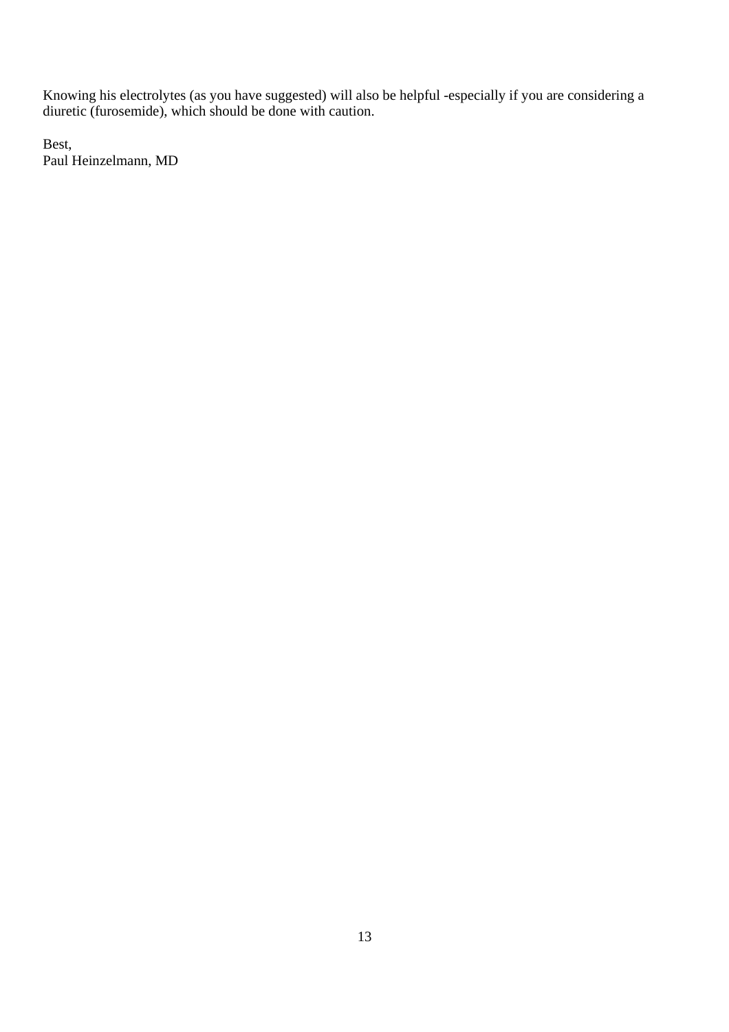Knowing his electrolytes (as you have suggested) will also be helpful -especially if you are considering a diuretic (furosemide), which should be done with caution.

Best,
Paul Heinzelmann, MD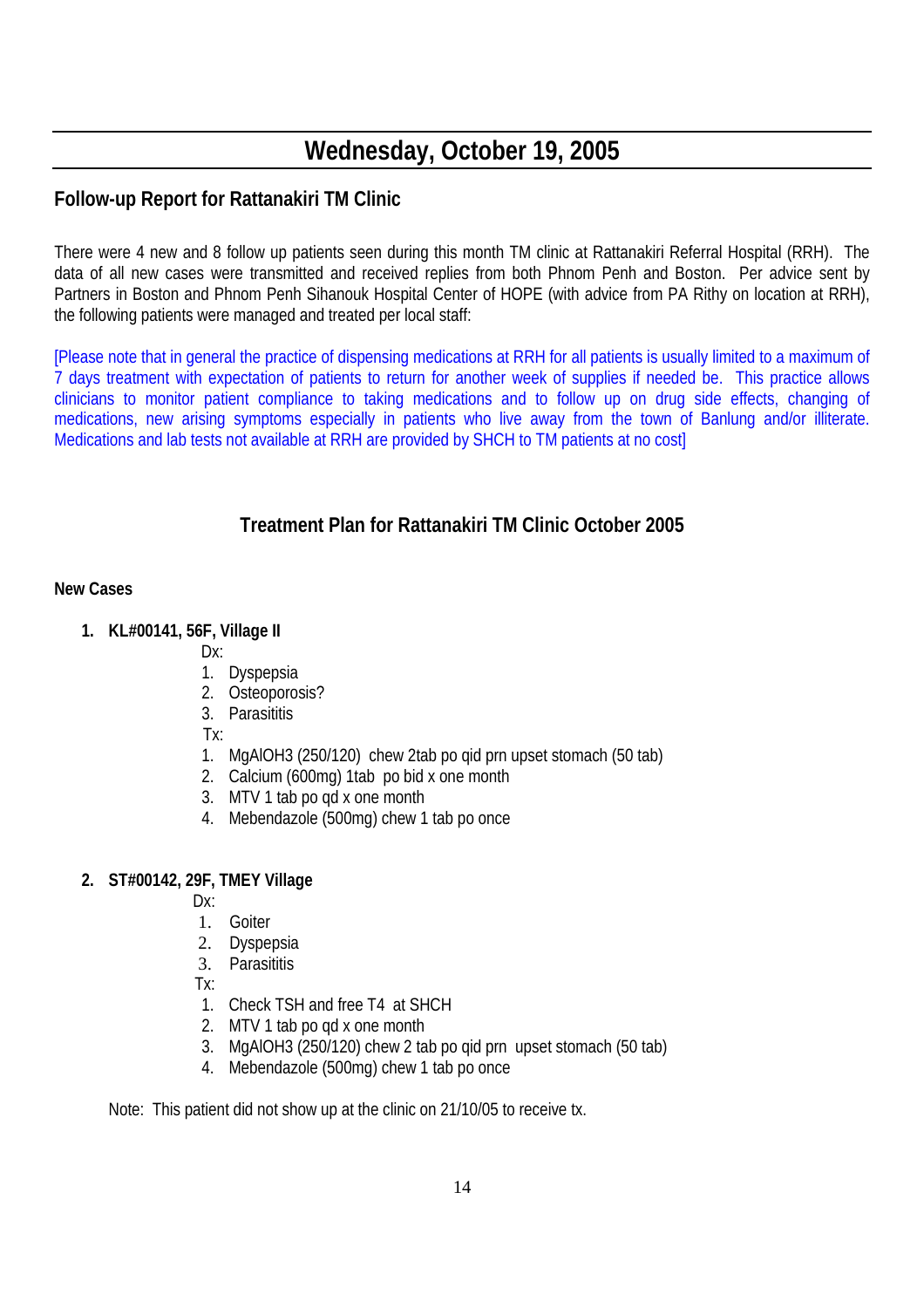# Wednesday, October 19, 2005

## Follow-up Report for Rattanakiri TM Clinic

There were 4 new and 8 follow up patients seen during this month TM clinic at Rattanakiri Referral Hospital (RRH). The data of all new cases were transmitted and received replies from both Phnom Penh and Boston. Per advice sent by Partners in Boston and Phnom Penh Sihanouk Hospital Center of HOPE (with advice from PA Rithy on location at RRH), the following patients were managed and treated per local staff:

[Please note that in general the practice of dispensing medications at RRH for all patients is usually limited to a maximum of 7 days treatment with expectation of patients to return for another week of supplies if needed be. This practice allows clinicians to monitor patient compliance to taking medications and to follow up on drug side effects, changing of medications, new arising symptoms especially in patients who live away from the town of Banlung and/or illiterate. Medications and lab tests not available at RRH are provided by SHCH to TM patients at no cost]

## Treatment Plan for Rattanakiri TM Clinic October 2005

**New Cases**

1. **KL#00141, 56F, Village II**

   Dx:
   1. Dyspepsia
   2. Osteoporosis?
   3. Parasititis

   Tx:
   1. MgAlOH3 (250/120) chew 2tab po qid prn upset stomach (50 tab)
   2. Calcium (600mg) 1tab po bid x one month
   3. MTV 1 tab po qd x one month
   4. Mebendazole (500mg) chew 1 tab po once

2. **ST#00142, 29F, TMEY Village**

   Dx:
   1. Goiter
   2. Dyspepsia
   3. Parasititis

   Tx:
   1. Check TSH and free T4 at SHCH
   2. MTV 1 tab po qd x one month
   3. MgAlOH3 (250/120) chew 2 tab po qid prn upset stomach (50 tab)
   4. Mebendazole (500mg) chew 1 tab po once

   Note: This patient did not show up at the clinic on 21/10/05 to receive tx.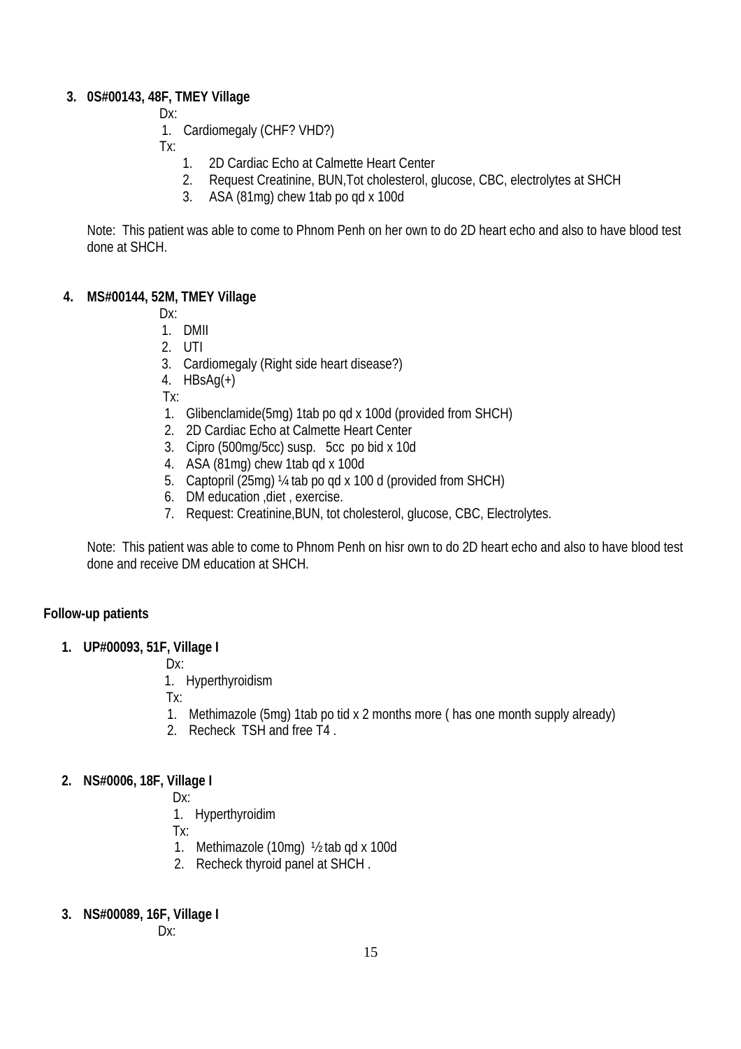3. **0S#00143, 48F, TMEY Village**

   Dx:

   1. Cardiomegaly (CHF? VHD?)

   Tx:

   1. 2D Cardiac Echo at Calmette Heart Center
   2. Request Creatinine, BUN,Tot cholesterol, glucose, CBC, electrolytes at SHCH
   3. ASA (81mg) chew 1tab po qd x 100d

   Note: This patient was able to come to Phnom Penh on her own to do 2D heart echo and also to have blood test done at SHCH.

4. **MS#00144, 52M, TMEY Village**

   Dx:

   1. DMII
   2. UTI
   3. Cardiomegaly (Right side heart disease?)
   4. HBsAg(+)

   Tx:

   1. Glibenclamide(5mg) 1tab po qd x 100d (provided from SHCH)
   2. 2D Cardiac Echo at Calmette Heart Center
   3. Cipro (500mg/5cc) susp. 5cc po bid x 10d
   4. ASA (81mg) chew 1tab qd x 100d
   5. Captopril (25mg) ¼ tab po qd x 100 d (provided from SHCH)
   6. DM education ,diet , exercise.
   7. Request: Creatinine,BUN, tot cholesterol, glucose, CBC, Electrolytes.

   Note: This patient was able to come to Phnom Penh on hisr own to do 2D heart echo and also to have blood test done and receive DM education at SHCH.

**Follow-up patients**

1. **UP#00093, 51F, Village I**

   Dx:

   1. Hyperthyroidism

   Tx:

   1. Methimazole (5mg) 1tab po tid x 2 months more ( has one month supply already)
   2. Recheck TSH and free T4 .

2. **NS#0006, 18F, Village I**

   Dx:

   1. Hyperthyroidim

   Tx:

   1. Methimazole (10mg) ½ tab qd x 100d
   2. Recheck thyroid panel at SHCH .

3. **NS#00089, 16F, Village I**

   Dx: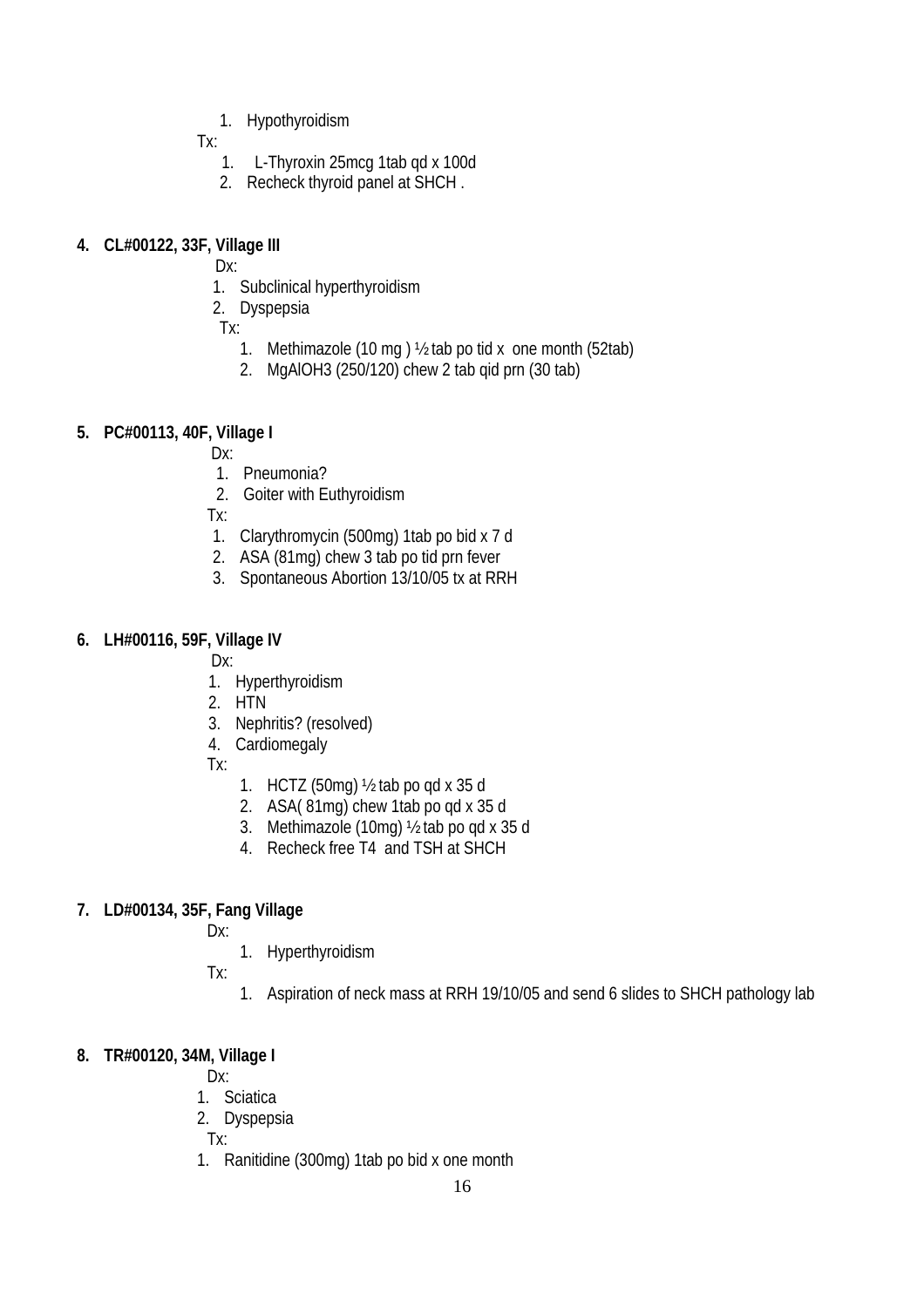1. Hypothyroidism

Tx:

1. L-Thyroxin 25mcg 1tab qd x 100d
2. Recheck thyroid panel at SHCH .

**4. CL#00122, 33F, Village III**

Dx:

1. Subclinical hyperthyroidism
2. Dyspepsia

Tx:

1. Methimazole (10 mg ) ½ tab po tid x one month (52tab)
2. MgAlOH3 (250/120) chew 2 tab qid prn (30 tab)

**5. PC#00113, 40F, Village I**

Dx:

1. Pneumonia?
2. Goiter with Euthyroidism

Tx:

1. Clarythromycin (500mg) 1tab po bid x 7 d
2. ASA (81mg) chew 3 tab po tid prn fever
3. Spontaneous Abortion 13/10/05 tx at RRH

**6. LH#00116, 59F, Village IV**

Dx:

1. Hyperthyroidism
2. HTN
3. Nephritis? (resolved)
4. Cardiomegaly

Tx:

1. HCTZ (50mg) ½ tab po qd x 35 d
2. ASA( 81mg) chew 1tab po qd x 35 d
3. Methimazole (10mg) ½ tab po qd x 35 d
4. Recheck free T4 and TSH at SHCH

**7. LD#00134, 35F, Fang Village**

Dx:

1. Hyperthyroidism

Tx:

1. Aspiration of neck mass at RRH 19/10/05 and send 6 slides to SHCH pathology lab

**8. TR#00120, 34M, Village I**

Dx:

1. Sciatica
2. Dyspepsia

Tx:

1. Ranitidine (300mg) 1tab po bid x one month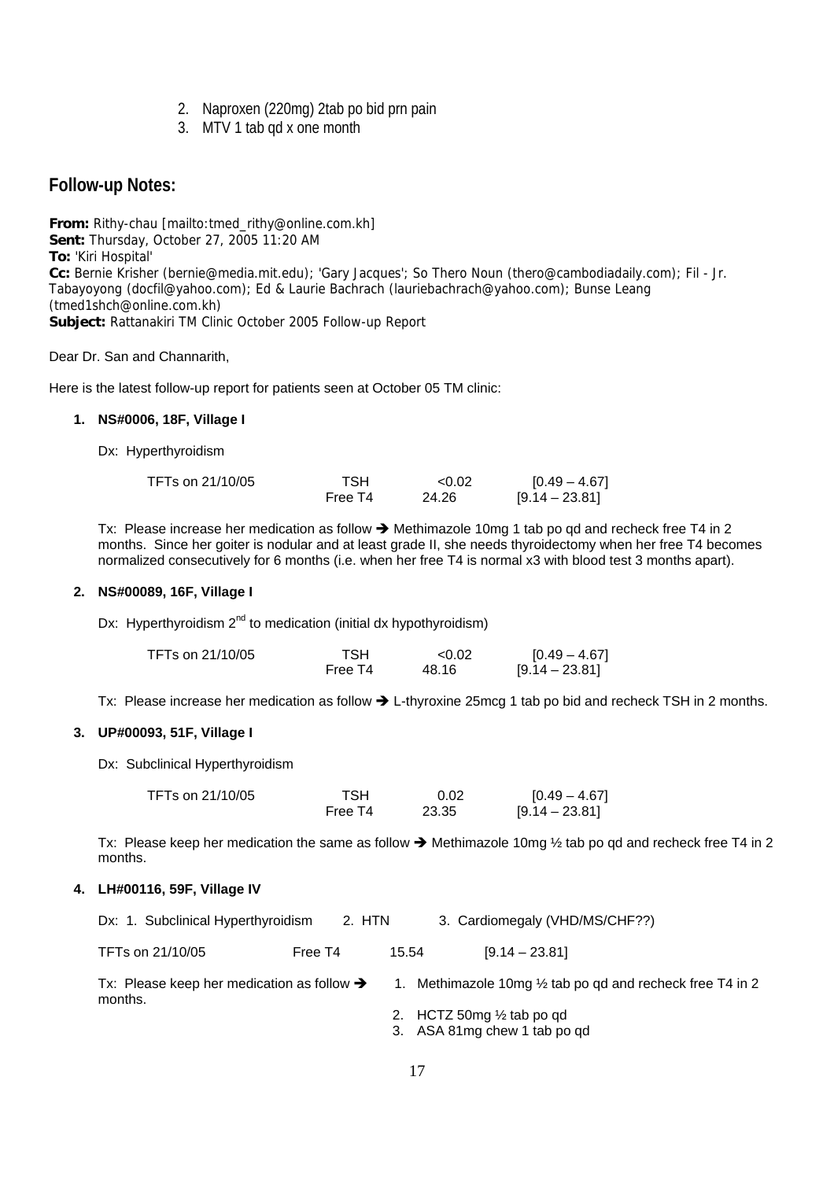2. Naproxen (220mg) 2tab po bid prn pain
3. MTV 1 tab qd x one month

## Follow-up Notes:

**From:** Rithy-chau [mailto:tmed_rithy@online.com.kh]
**Sent:** Thursday, October 27, 2005 11:20 AM
**To:** 'Kiri Hospital'
**Cc:** Bernie Krisher (bernie@media.mit.edu); 'Gary Jacques'; So Thero Noun (thero@cambodiadaily.com); Fil - Jr. Tabayoyong (docfil@yahoo.com); Ed & Laurie Bachrach (lauriebachrach@yahoo.com); Bunse Leang (tmed1shch@online.com.kh)
**Subject:** Rattanakiri TM Clinic October 2005 Follow-up Report

Dear Dr. San and Channarith,

Here is the latest follow-up report for patients seen at October 05 TM clinic:

**1. NS#0006, 18F, Village I**

Dx: Hyperthyroidism

| TFTs on 21/10/05 | TSH | <0.02 | [0.49 – 4.67] |
|---|---|---|---|
| | Free T4 | 24.26 | [9.14 – 23.81] |

Tx: Please increase her medication as follow → Methimazole 10mg 1 tab po qd and recheck free T4 in 2 months. Since her goiter is nodular and at least grade II, she needs thyroidectomy when her free T4 becomes normalized consecutively for 6 months (i.e. when her free T4 is normal x3 with blood test 3 months apart).

**2. NS#00089, 16F, Village I**

Dx: Hyperthyroidism 2nd to medication (initial dx hypothyroidism)

| TFTs on 21/10/05 | TSH | <0.02 | [0.49 – 4.67] |
|---|---|---|---|
| | Free T4 | 48.16 | [9.14 – 23.81] |

Tx: Please increase her medication as follow → L-thyroxine 25mcg 1 tab po bid and recheck TSH in 2 months.

**3. UP#00093, 51F, Village I**

Dx: Subclinical Hyperthyroidism

| TFTs on 21/10/05 | TSH | 0.02 | [0.49 – 4.67] |
|---|---|---|---|
| | Free T4 | 23.35 | [9.14 – 23.81] |

Tx: Please keep her medication the same as follow → Methimazole 10mg ½ tab po qd and recheck free T4 in 2 months.

**4. LH#00116, 59F, Village IV**

Dx: 1. Subclinical Hyperthyroidism 2. HTN 3. Cardiomegaly (VHD/MS/CHF??)

| TFTs on 21/10/05 | Free T4 | 15.54 | [9.14 – 23.81] |
|---|---|---|---|

Tx: Please keep her medication as follow →

1. Methimazole 10mg ½ tab po qd and recheck free T4 in 2 months.
2. HCTZ 50mg ½ tab po qd
3. ASA 81mg chew 1 tab po qd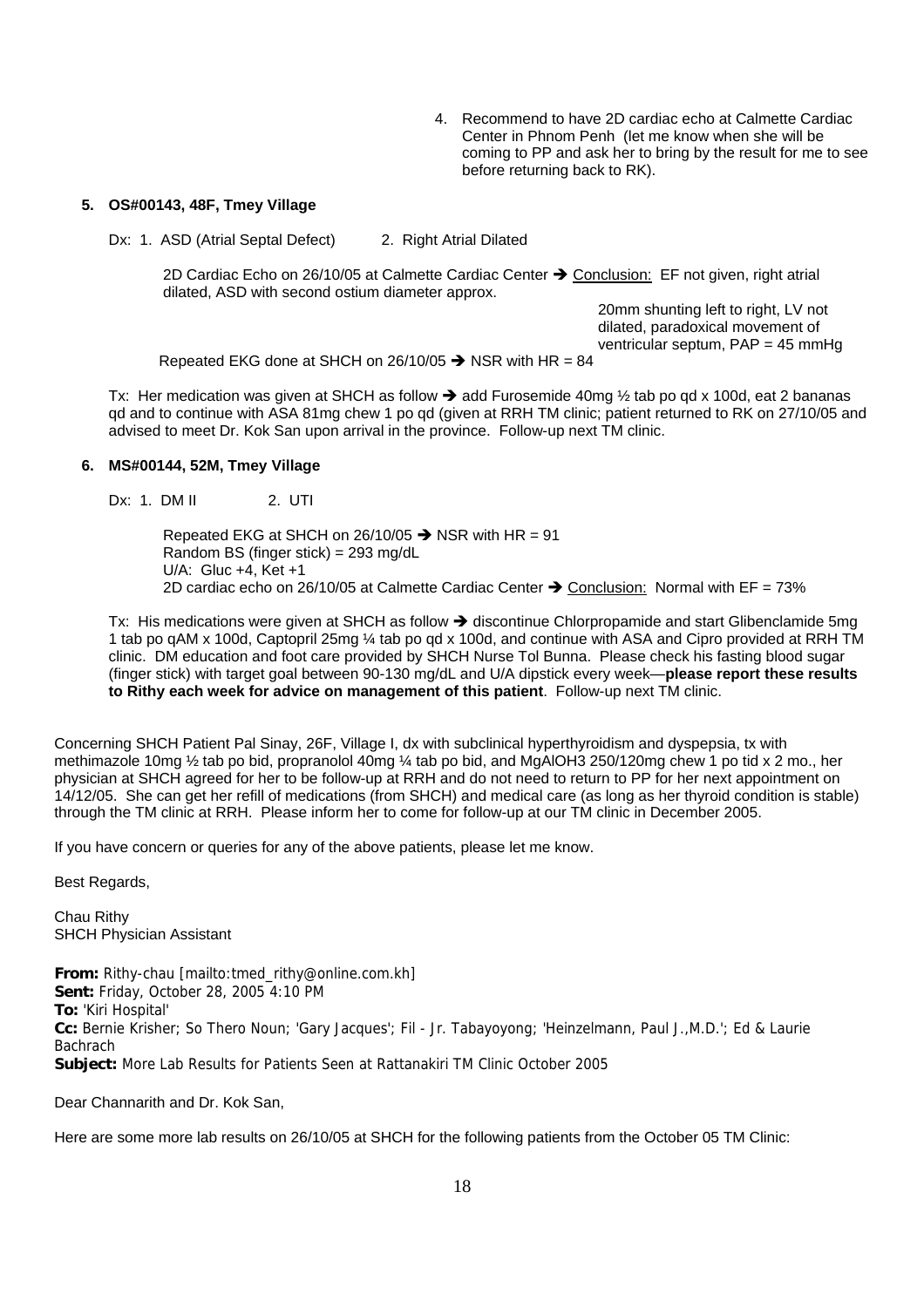4. Recommend to have 2D cardiac echo at Calmette Cardiac Center in Phnom Penh (let me know when she will be coming to PP and ask her to bring by the result for me to see before returning back to RK).

**5. OS#00143, 48F, Tmey Village**

Dx: 1. ASD (Atrial Septal Defect) 2. Right Atrial Dilated

2D Cardiac Echo on 26/10/05 at Calmette Cardiac Center ➔ Conclusion: EF not given, right atrial dilated, ASD with second ostium diameter approx. 20mm shunting left to right, LV not dilated, paradoxical movement of ventricular septum, PAP = 45 mmHg

Repeated EKG done at SHCH on 26/10/05 ➔ NSR with HR = 84

Tx: Her medication was given at SHCH as follow ➔ add Furosemide 40mg ½ tab po qd x 100d, eat 2 bananas qd and to continue with ASA 81mg chew 1 po qd (given at RRH TM clinic; patient returned to RK on 27/10/05 and advised to meet Dr. Kok San upon arrival in the province. Follow-up next TM clinic.

**6. MS#00144, 52M, Tmey Village**

Dx: 1. DM II 2. UTI

Repeated EKG at SHCH on 26/10/05 ➔ NSR with HR = 91
Random BS (finger stick) = 293 mg/dL
U/A: Gluc +4, Ket +1
2D cardiac echo on 26/10/05 at Calmette Cardiac Center ➔ Conclusion: Normal with EF = 73%

Tx: His medications were given at SHCH as follow ➔ discontinue Chlorpropamide and start Glibenclamide 5mg 1 tab po qAM x 100d, Captopril 25mg ¼ tab po qd x 100d, and continue with ASA and Cipro provided at RRH TM clinic. DM education and foot care provided by SHCH Nurse Tol Bunna. Please check his fasting blood sugar (finger stick) with target goal between 90-130 mg/dL and U/A dipstick every week—**please report these results to Rithy each week for advice on management of this patient**. Follow-up next TM clinic.

Concerning SHCH Patient Pal Sinay, 26F, Village I, dx with subclinical hyperthyroidism and dyspepsia, tx with methimazole 10mg ½ tab po bid, propranolol 40mg ¼ tab po bid, and MgAlOH3 250/120mg chew 1 po tid x 2 mo., her physician at SHCH agreed for her to be follow-up at RRH and do not need to return to PP for her next appointment on 14/12/05. She can get her refill of medications (from SHCH) and medical care (as long as her thyroid condition is stable) through the TM clinic at RRH. Please inform her to come for follow-up at our TM clinic in December 2005.

If you have concern or queries for any of the above patients, please let me know.

Best Regards,

Chau Rithy
SHCH Physician Assistant

**From:** Rithy-chau [mailto:tmed_rithy@online.com.kh]
**Sent:** Friday, October 28, 2005 4:10 PM
**To:** 'Kiri Hospital'
**Cc:** Bernie Krisher; So Thero Noun; 'Gary Jacques'; Fil - Jr. Tabayoyong; 'Heinzelmann, Paul J.,M.D.'; Ed & Laurie Bachrach
**Subject:** More Lab Results for Patients Seen at Rattanakiri TM Clinic October 2005

Dear Channarith and Dr. Kok San,

Here are some more lab results on 26/10/05 at SHCH for the following patients from the October 05 TM Clinic: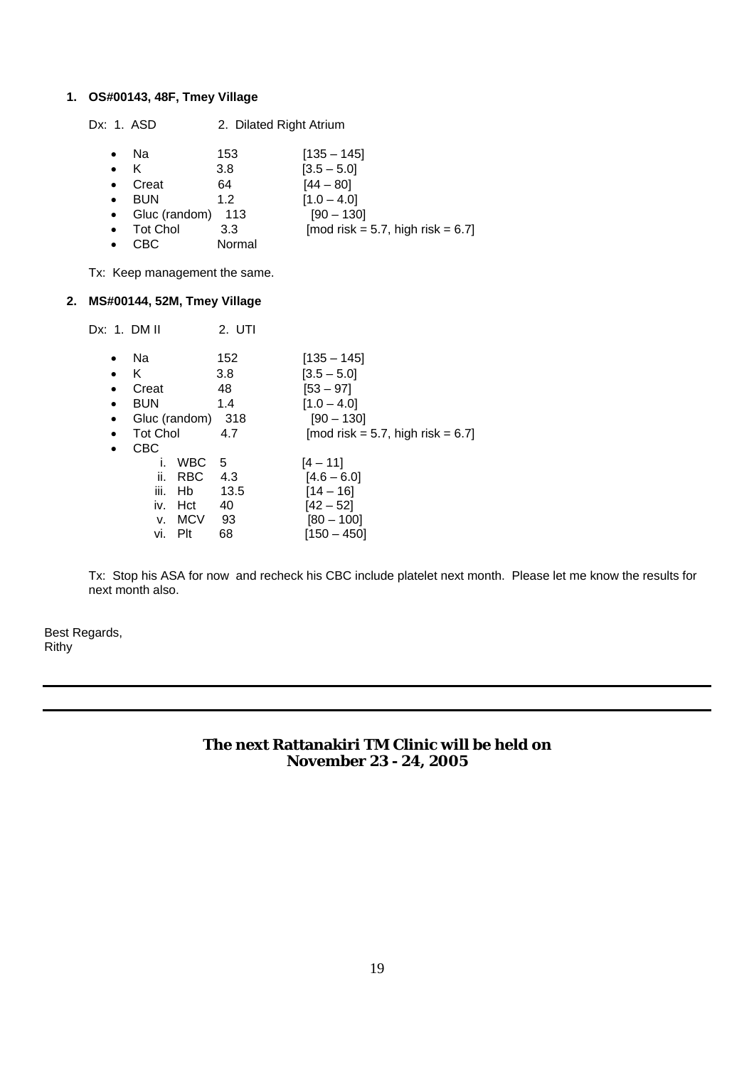1. **OS#00143, 48F, Tmey Village**

   Dx: 1. ASD 2. Dilated Right Atrium

   - Na 153 [135 – 145]
   - K 3.8 [3.5 – 5.0]
   - Creat 64 [44 – 80]
   - BUN 1.2 [1.0 – 4.0]
   - Gluc (random) 113 [90 – 130]
   - Tot Chol 3.3 [mod risk = 5.7, high risk = 6.7]
   - CBC Normal

   Tx: Keep management the same.

2. **MS#00144, 52M, Tmey Village**

   Dx: 1. DM II 2. UTI

   - Na 152 [135 – 145]
   - K 3.8 [3.5 – 5.0]
   - Creat 48 [53 – 97]
   - BUN 1.4 [1.0 – 4.0]
   - Gluc (random) 318 [90 – 130]
   - Tot Chol 4.7 [mod risk = 5.7, high risk = 6.7]
   - CBC
     - i. WBC 5 [4 – 11]
     - ii. RBC 4.3 [4.6 – 6.0]
     - iii. Hb 13.5 [14 – 16]
     - iv. Hct 40 [42 – 52]
     - v. MCV 93 [80 – 100]
     - vi. Plt 68 [150 – 450]

   Tx: Stop his ASA for now and recheck his CBC include platelet next month. Please let me know the results for next month also.

Best Regards,
Rithy

---

---

**The next Rattanakiri TM Clinic will be held on**
**November 23 - 24, 2005**